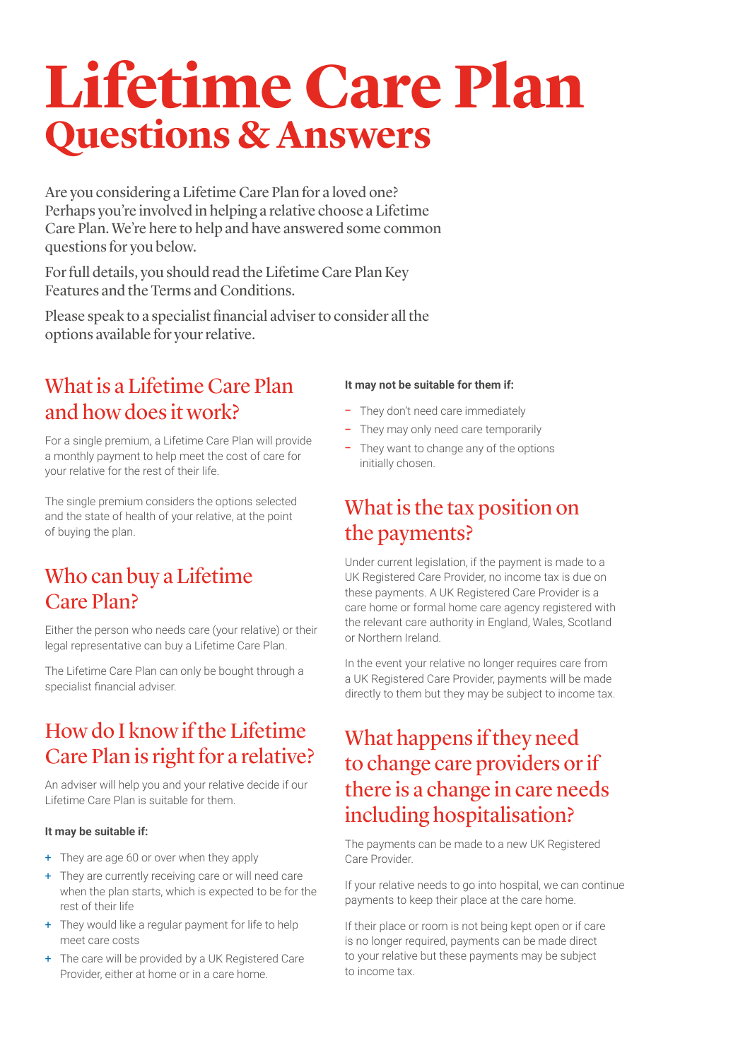# Lifetime Care Plan

## Questions & Answers

Are you considering a Lifetime Care Plan for a loved one? Perhaps you're involved in helping a relative choose a Lifetime Care Plan. We're here to help and have answered some common questions for you below.

For full details, you should read the Lifetime Care Plan Key Features and the Terms and Conditions.

Please speak to a specialist financial adviser to consider all the options available for your relative.

### What is a Lifetime Care Plan and how does it work?

For a single premium, a Lifetime Care Plan will provide a monthly payment to help meet the cost of care for your relative for the rest of their life.

The single premium considers the options selected and the state of health of your relative, at the point of buying the plan.

### Who can buy a Lifetime Care Plan?

Either the person who needs care (your relative) or their legal representative can buy a Lifetime Care Plan.

The Lifetime Care Plan can only be bought through a specialist financial adviser.

### How do I know if the Lifetime Care Plan is right for a relative?

An adviser will help you and your relative decide if our Lifetime Care Plan is suitable for them.

**It may be suitable if:**

+ They are age 60 or over when they apply
+ They are currently receiving care or will need care when the plan starts, which is expected to be for the rest of their life
+ They would like a regular payment for life to help meet care costs
+ The care will be provided by a UK Registered Care Provider, either at home or in a care home.

**It may not be suitable for them if:**

- They don't need care immediately
- They may only need care temporarily
- They want to change any of the options initially chosen.

### What is the tax position on the payments?

Under current legislation, if the payment is made to a UK Registered Care Provider, no income tax is due on these payments. A UK Registered Care Provider is a care home or formal home care agency registered with the relevant care authority in England, Wales, Scotland or Northern Ireland.

In the event your relative no longer requires care from a UK Registered Care Provider, payments will be made directly to them but they may be subject to income tax.

### What happens if they need to change care providers or if there is a change in care needs including hospitalisation?

The payments can be made to a new UK Registered Care Provider.

If your relative needs to go into hospital, we can continue payments to keep their place at the care home.

If their place or room is not being kept open or if care is no longer required, payments can be made direct to your relative but these payments may be subject to income tax.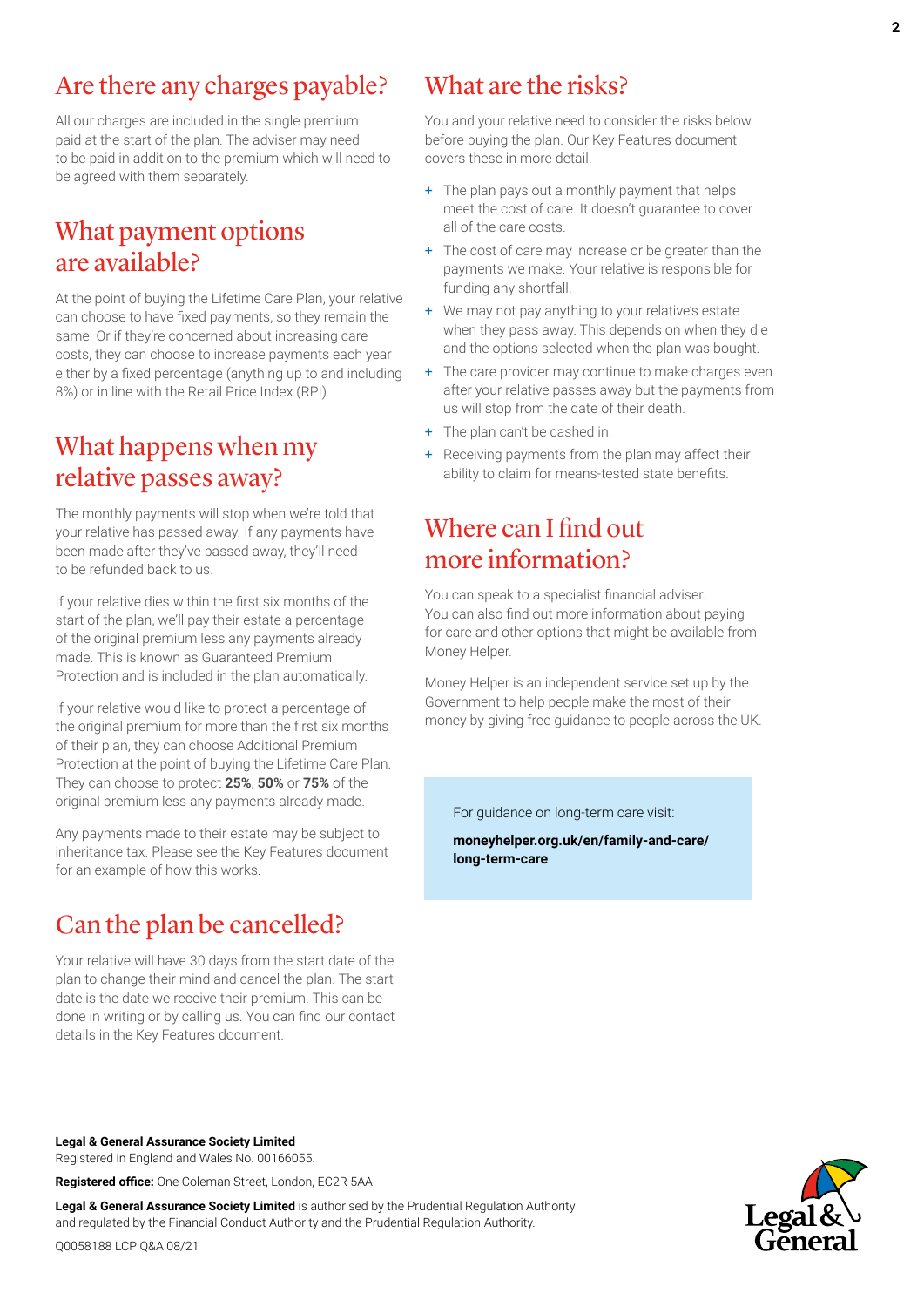## Are there any charges payable?

All our charges are included in the single premium paid at the start of the plan. The adviser may need to be paid in addition to the premium which will need to be agreed with them separately.

## What payment options are available?

At the point of buying the Lifetime Care Plan, your relative can choose to have fixed payments, so they remain the same. Or if they're concerned about increasing care costs, they can choose to increase payments each year either by a fixed percentage (anything up to and including 8%) or in line with the Retail Price Index (RPI).

## What happens when my relative passes away?

The monthly payments will stop when we're told that your relative has passed away. If any payments have been made after they've passed away, they'll need to be refunded back to us.

If your relative dies within the first six months of the start of the plan, we'll pay their estate a percentage of the original premium less any payments already made. This is known as Guaranteed Premium Protection and is included in the plan automatically.

If your relative would like to protect a percentage of the original premium for more than the first six months of their plan, they can choose Additional Premium Protection at the point of buying the Lifetime Care Plan. They can choose to protect **25%**, **50%** or **75%** of the original premium less any payments already made.

Any payments made to their estate may be subject to inheritance tax. Please see the Key Features document for an example of how this works.

## Can the plan be cancelled?

Your relative will have 30 days from the start date of the plan to change their mind and cancel the plan. The start date is the date we receive their premium. This can be done in writing or by calling us. You can find our contact details in the Key Features document.

## What are the risks?

You and your relative need to consider the risks below before buying the plan. Our Key Features document covers these in more detail.

+ The plan pays out a monthly payment that helps meet the cost of care. It doesn't guarantee to cover all of the care costs.
+ The cost of care may increase or be greater than the payments we make. Your relative is responsible for funding any shortfall.
+ We may not pay anything to your relative's estate when they pass away. This depends on when they die and the options selected when the plan was bought.
+ The care provider may continue to make charges even after your relative passes away but the payments from us will stop from the date of their death.
+ The plan can't be cashed in.
+ Receiving payments from the plan may affect their ability to claim for means-tested state benefits.

## Where can I find out more information?

You can speak to a specialist financial adviser. You can also find out more information about paying for care and other options that might be available from Money Helper.

Money Helper is an independent service set up by the Government to help people make the most of their money by giving free guidance to people across the UK.

For guidance on long-term care visit:

**moneyhelper.org.uk/en/family-and-care/long-term-care**

**Legal & General Assurance Society Limited**
Registered in England and Wales No. 00166055.

**Registered office:** One Coleman Street, London, EC2R 5AA.

**Legal & General Assurance Society Limited** is authorised by the Prudential Regulation Authority and regulated by the Financial Conduct Authority and the Prudential Regulation Authority.

Q0058188 LCP Q&A 08/21